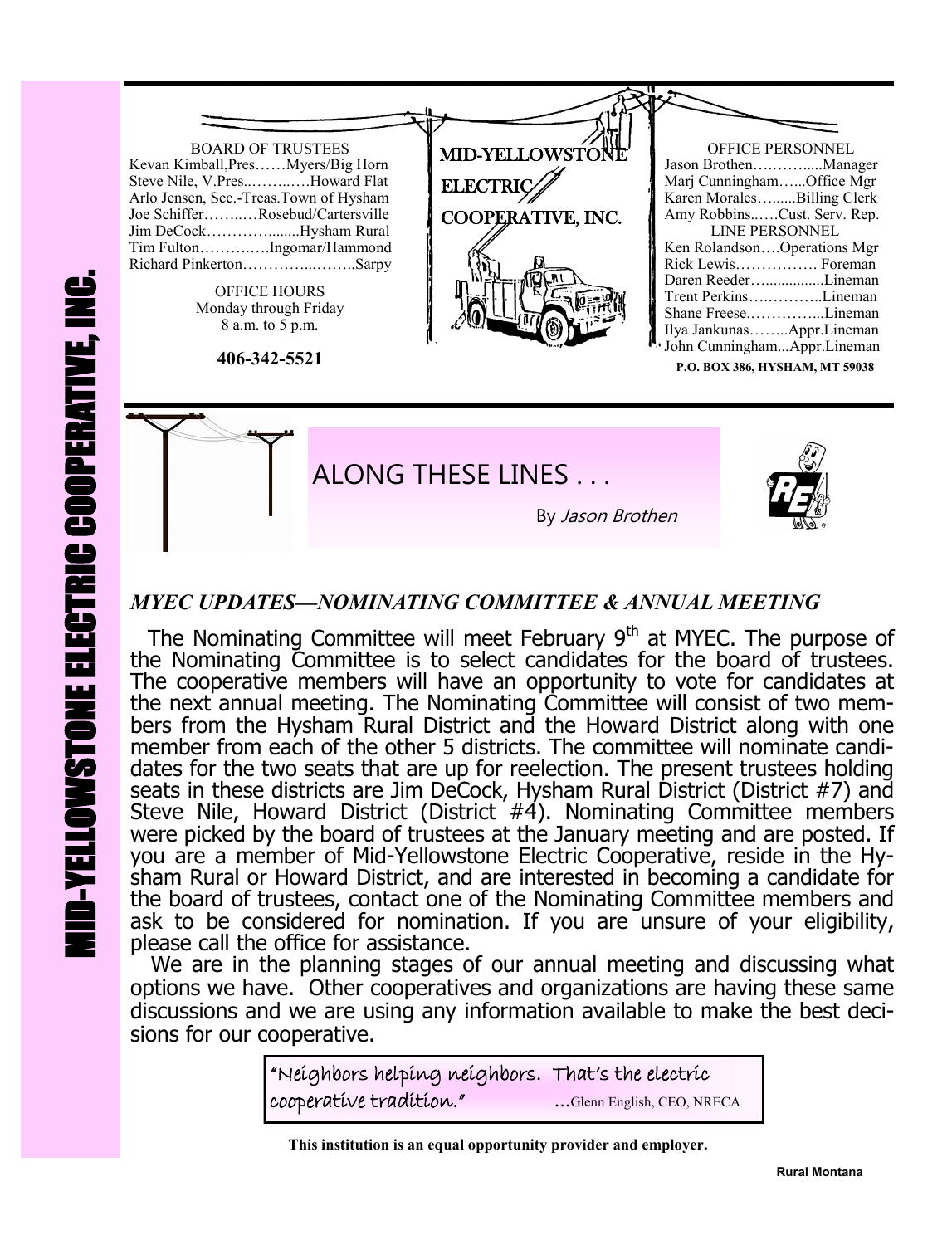# MID-YELLOWSTONE ELECTRIC COOPERATIVE, INC.

**BOARD OF TRUSTEES**

Kevan Kimball, Pres……Myers/Big Horn
Steve Nile, V.Pres..……..…..Howard Flat
Arlo Jensen, Sec.-Treas. Town of Hysham
Joe Schiffer……..…Rosebud/Cartersville
Jim DeCock…………........Hysham Rural
Tim Fulton………..…..Ingomar/Hammond
Richard Pinkerton…………...……..Sarpy

**OFFICE HOURS**
Monday through Friday
8 a.m. to 5 p.m.

**406-342-5521**

MID-YELLOWSTONE ELECTRIC COOPERATIVE, INC.

**OFFICE PERSONNEL**

Jason Brothen…..……....Manager
Marj Cunningham…...Office Mgr
Karen Morales…......Billing Clerk
Amy Robbins..….Cust. Serv. Rep.

**LINE PERSONNEL**

Ken Rolandson….Operations Mgr
Rick Lewis……………. Foreman
Daren Reeder…..............Lineman
Trent Perkins…..………..Lineman
Shane Freese.…………...Lineman
Ilya Jankunas……..Appr.Lineman
John Cunningham...Appr.Lineman

**P.O. BOX 386, HYSHAM, MT 59038**

## ALONG THESE LINES . . .

By *Jason Brothen*

### *MYEC UPDATES—NOMINATING COMMITTEE & ANNUAL MEETING*

The Nominating Committee will meet February 9th at MYEC. The purpose of the Nominating Committee is to select candidates for the board of trustees. The cooperative members will have an opportunity to vote for candidates at the next annual meeting. The Nominating Committee will consist of two members from the Hysham Rural District and the Howard District along with one member from each of the other 5 districts. The committee will nominate candidates for the two seats that are up for reelection. The present trustees holding seats in these districts are Jim DeCock, Hysham Rural District (District #7) and Steve Nile, Howard District (District #4). Nominating Committee members were picked by the board of trustees at the January meeting and are posted. If you are a member of Mid-Yellowstone Electric Cooperative, reside in the Hysham Rural or Howard District, and are interested in becoming a candidate for the board of trustees, contact one of the Nominating Committee members and ask to be considered for nomination. If you are unsure of your eligibility, please call the office for assistance.

We are in the planning stages of our annual meeting and discussing what options we have. Other cooperatives and organizations are having these same discussions and we are using any information available to make the best decisions for our cooperative.

> "Neighbors helping neighbors. That's the electric cooperative tradition." …Glenn English, CEO, NRECA

**This institution is an equal opportunity provider and employer.**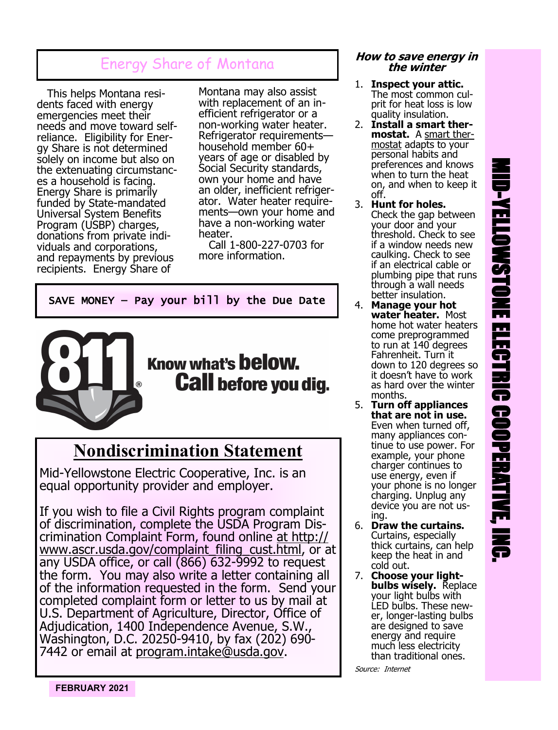## Energy Share of Montana

This helps Montana residents faced with energy emergencies meet their needs and move toward self-reliance. Eligibility for Energy Share is not determined solely on income but also on the extenuating circumstances a household is facing. Energy Share is primarily funded by State-mandated Universal System Benefits Program (USBP) charges, donations from private individuals and corporations, and repayments by previous recipients. Energy Share of Montana may also assist with replacement of an inefficient refrigerator or a non-working water heater. Refrigerator requirements—household member 60+ years of age or disabled by Social Security standards, own your home and have an older, inefficient refrigerator. Water heater requirements—own your home and have a non-working water heater.

Call 1-800-227-0703 for more information.

SAVE MONEY — Pay your bill by the Due Date

811 Know what's **below.** **Call** before you dig.

## Nondiscrimination Statement

Mid-Yellowstone Electric Cooperative, Inc. is an equal opportunity provider and employer.

If you wish to file a Civil Rights program complaint of discrimination, complete the USDA Program Discrimination Complaint Form, found online at http://www.ascr.usda.gov/complaint_filing_cust.html, or at any USDA office, or call (866) 632-9992 to request the form. You may also write a letter containing all of the information requested in the form. Send your completed complaint form or letter to us by mail at U.S. Department of Agriculture, Director, Office of Adjudication, 1400 Independence Avenue, S.W., Washington, D.C. 20250-9410, by fax (202) 690-7442 or email at program.intake@usda.gov.

### *How to save energy in the winter*

1. **Inspect your attic.** The most common culprit for heat loss is low quality insulation.
2. **Install a smart thermostat.** A smart thermostat adapts to your personal habits and preferences and knows when to turn the heat on, and when to keep it off.
3. **Hunt for holes.** Check the gap between your door and your threshold. Check to see if a window needs new caulking. Check to see if an electrical cable or plumbing pipe that runs through a wall needs better insulation.
4. **Manage your hot water heater.** Most home hot water heaters come preprogrammed to run at 140 degrees Fahrenheit. Turn it down to 120 degrees so it doesn't have to work as hard over the winter months.
5. **Turn off appliances that are not in use.** Even when turned off, many appliances continue to use power. For example, your phone charger continues to use energy, even if your phone is no longer charging. Unplug any device you are not using.
6. **Draw the curtains.** Curtains, especially thick curtains, can help keep the heat in and cold out.
7. **Choose your lightbulbs wisely.** Replace your light bulbs with LED bulbs. These newer, longer-lasting bulbs are designed to save energy and require much less electricity than traditional ones.

*Source: Internet*

MID-YELLOWSTONE ELECTRIC COOPERATIVE, INC.

FEBRUARY 2021